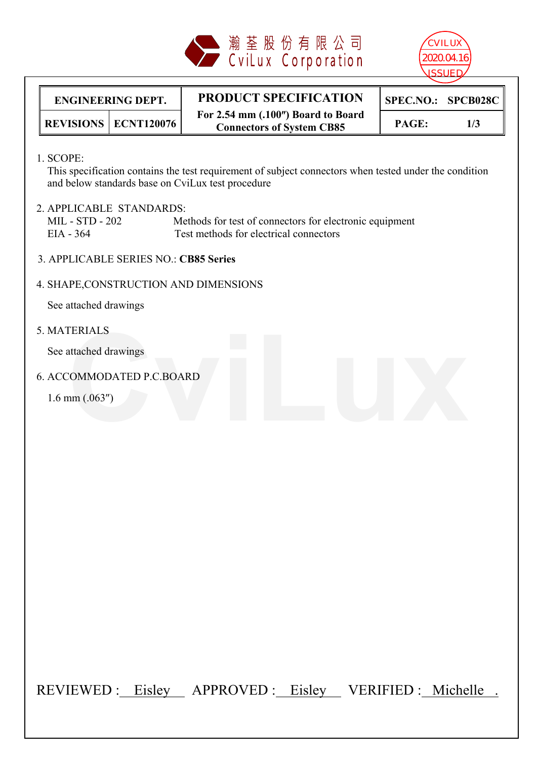瀚荃股份有限公司
CviLux Corporation

CVILUX 2020.04.16 ISSUED

| ENGINEERING DEPT. | | PRODUCT SPECIFICATION | SPEC.NO.: SPCB028C |
|---|---|---|---|
| REVISIONS | ECNT120076 | For 2.54 mm (.100″) Board to Board Connectors of System CB85 | PAGE: 1/3 |

1. SCOPE:
   This specification contains the test requirement of subject connectors when tested under the condition and below standards base on CviLux test procedure

2. APPLICABLE STANDARDS:
   MIL - STD - 202 Methods for test of connectors for electronic equipment
   EIA - 364 Test methods for electrical connectors

3. APPLICABLE SERIES NO.: **CB85 Series**

4. SHAPE,CONSTRUCTION AND DIMENSIONS

   See attached drawings

5. MATERIALS

   See attached drawings

6. ACCOMMODATED P.C.BOARD

   1.6 mm (.063″)

REVIEWED : Eisley APPROVED : Eisley VERIFIED : Michelle .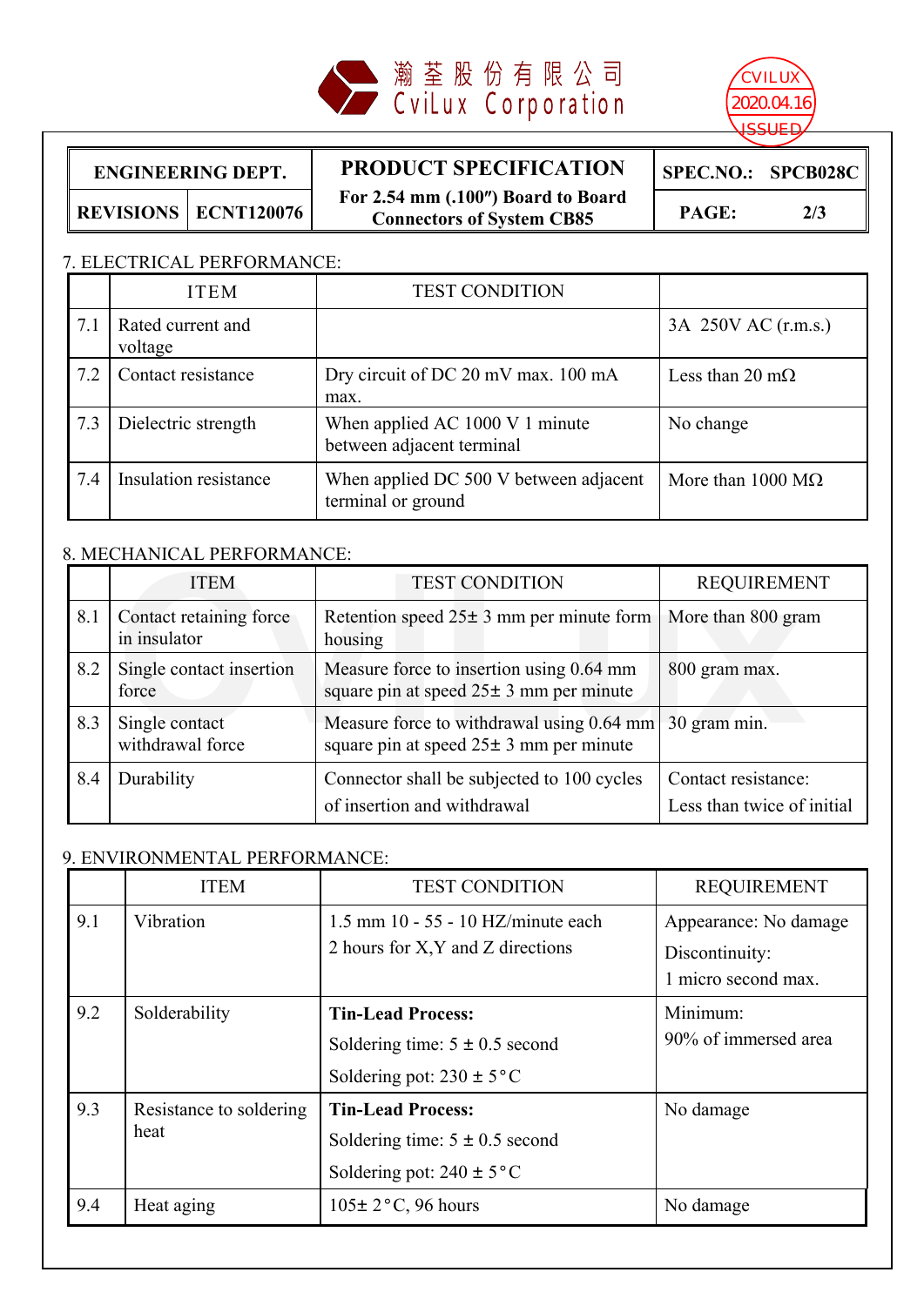瀚荃股份有限公司
CviLux Corporation

CVILUX 2020.04.16 ISSUED

| ENGINEERING DEPT. | | PRODUCT SPECIFICATION<br>For 2.54 mm (.100″) Board to Board Connectors of System CB85 | SPEC.NO.: SPCB028C |
|---|---|---|---|
| REVISIONS | ECNT120076 | | PAGE: 2/3 |

## 7. ELECTRICAL PERFORMANCE:

| | ITEM | TEST CONDITION | |
|---|---|---|---|
| 7.1 | Rated current and voltage | | 3A 250V AC (r.m.s.) |
| 7.2 | Contact resistance | Dry circuit of DC 20 mV max. 100 mA max. | Less than 20 mΩ |
| 7.3 | Dielectric strength | When applied AC 1000 V 1 minute between adjacent terminal | No change |
| 7.4 | Insulation resistance | When applied DC 500 V between adjacent terminal or ground | More than 1000 MΩ |

## 8. MECHANICAL PERFORMANCE:

| | ITEM | TEST CONDITION | REQUIREMENT |
|---|---|---|---|
| 8.1 | Contact retaining force in insulator | Retention speed 25± 3 mm per minute form housing | More than 800 gram |
| 8.2 | Single contact insertion force | Measure force to insertion using 0.64 mm square pin at speed 25± 3 mm per minute | 800 gram max. |
| 8.3 | Single contact withdrawal force | Measure force to withdrawal using 0.64 mm square pin at speed 25± 3 mm per minute | 30 gram min. |
| 8.4 | Durability | Connector shall be subjected to 100 cycles of insertion and withdrawal | Contact resistance: Less than twice of initial |

## 9. ENVIRONMENTAL PERFORMANCE:

| | ITEM | TEST CONDITION | REQUIREMENT |
|---|---|---|---|
| 9.1 | Vibration | 1.5 mm 10 - 55 - 10 HZ/minute each 2 hours for X,Y and Z directions | Appearance: No damage<br>Discontinuity:<br>1 micro second max. |
| 9.2 | Solderability | **Tin-Lead Process:**<br>Soldering time: 5 ± 0.5 second<br>Soldering pot: 230 ± 5°C | Minimum:<br>90% of immersed area |
| 9.3 | Resistance to soldering heat | **Tin-Lead Process:**<br>Soldering time: 5 ± 0.5 second<br>Soldering pot: 240 ± 5°C | No damage |
| 9.4 | Heat aging | 105± 2°C, 96 hours | No damage |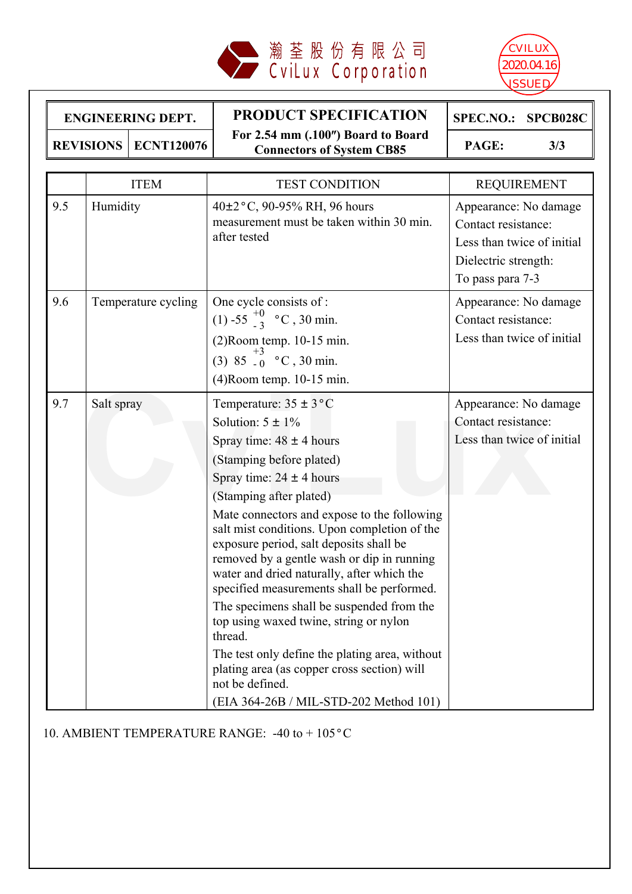| | ITEM | TEST CONDITION | REQUIREMENT |
|---|---|---|---|
| 9.5 | Humidity | 40±2°C, 90-95% RH, 96 hours measurement must be taken within 30 min. after tested | Appearance: No damage<br>Contact resistance:<br>Less than twice of initial<br>Dielectric strength:<br>To pass para 7-3 |
| 9.6 | Temperature cycling | One cycle consists of :<br>(1) -55 $^{+0}_{-3}$ °C , 30 min.<br>(2)Room temp. 10-15 min.<br>(3) 85 $^{+3}_{-0}$ °C , 30 min.<br>(4)Room temp. 10-15 min. | Appearance: No damage<br>Contact resistance:<br>Less than twice of initial |
| 9.7 | Salt spray | Temperature: 35 ± 3°C<br>Solution: 5 ± 1%<br>Spray time: 48 ± 4 hours<br>(Stamping before plated)<br>Spray time: 24 ± 4 hours<br>(Stamping after plated)<br>Mate connectors and expose to the following salt mist conditions. Upon completion of the exposure period, salt deposits shall be removed by a gentle wash or dip in running water and dried naturally, after which the specified measurements shall be performed.<br>The specimens shall be suspended from the top using waxed twine, string or nylon thread.<br>The test only define the plating area, without plating area (as copper cross section) will not be defined.<br>(EIA 364-26B / MIL-STD-202 Method 101) | Appearance: No damage<br>Contact resistance:<br>Less than twice of initial |

10. AMBIENT TEMPERATURE RANGE: -40 to + 105°C